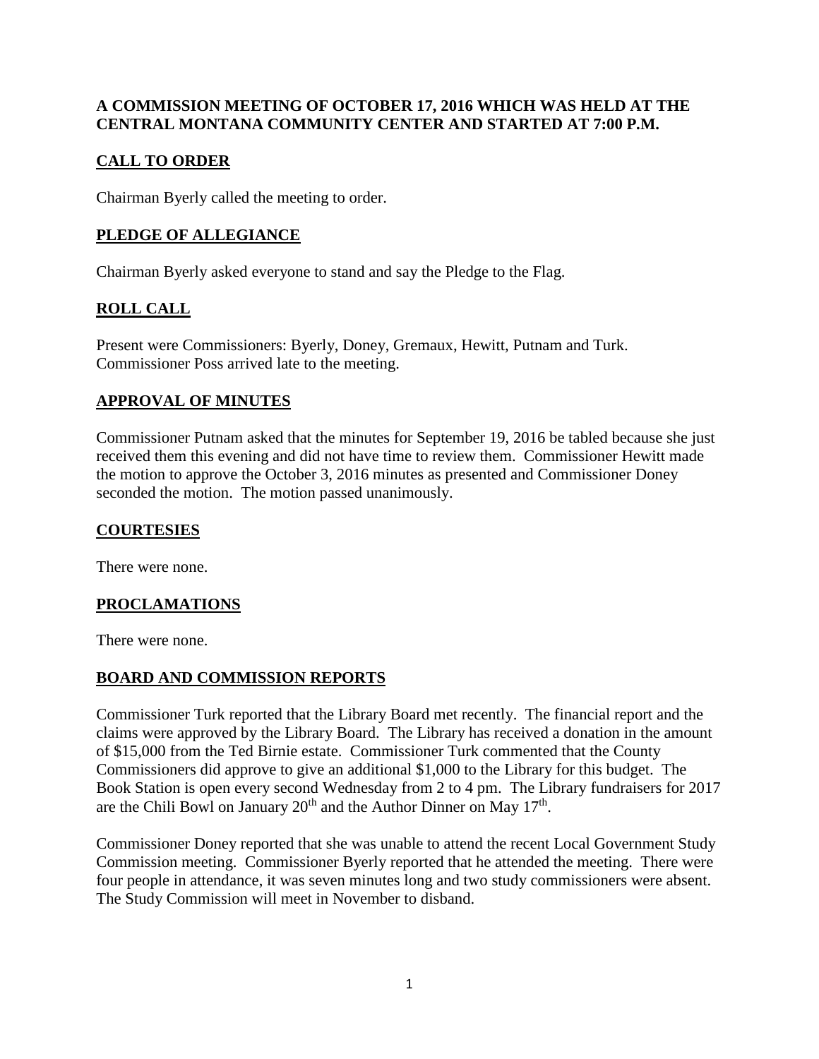**A COMMISSION MEETING OF OCTOBER 17, 2016 WHICH WAS HELD AT THE CENTRAL MONTANA COMMUNITY CENTER AND STARTED AT 7:00 P.M.**

## CALL TO ORDER

Chairman Byerly called the meeting to order.

## PLEDGE OF ALLEGIANCE

Chairman Byerly asked everyone to stand and say the Pledge to the Flag.

## ROLL CALL

Present were Commissioners: Byerly, Doney, Gremaux, Hewitt, Putnam and Turk. Commissioner Poss arrived late to the meeting.

## APPROVAL OF MINUTES

Commissioner Putnam asked that the minutes for September 19, 2016 be tabled because she just received them this evening and did not have time to review them. Commissioner Hewitt made the motion to approve the October 3, 2016 minutes as presented and Commissioner Doney seconded the motion. The motion passed unanimously.

## COURTESIES

There were none.

## PROCLAMATIONS

There were none.

## BOARD AND COMMISSION REPORTS

Commissioner Turk reported that the Library Board met recently. The financial report and the claims were approved by the Library Board. The Library has received a donation in the amount of $15,000 from the Ted Birnie estate. Commissioner Turk commented that the County Commissioners did approve to give an additional $1,000 to the Library for this budget. The Book Station is open every second Wednesday from 2 to 4 pm. The Library fundraisers for 2017 are the Chili Bowl on January 20th and the Author Dinner on May 17th.

Commissioner Doney reported that she was unable to attend the recent Local Government Study Commission meeting. Commissioner Byerly reported that he attended the meeting. There were four people in attendance, it was seven minutes long and two study commissioners were absent. The Study Commission will meet in November to disband.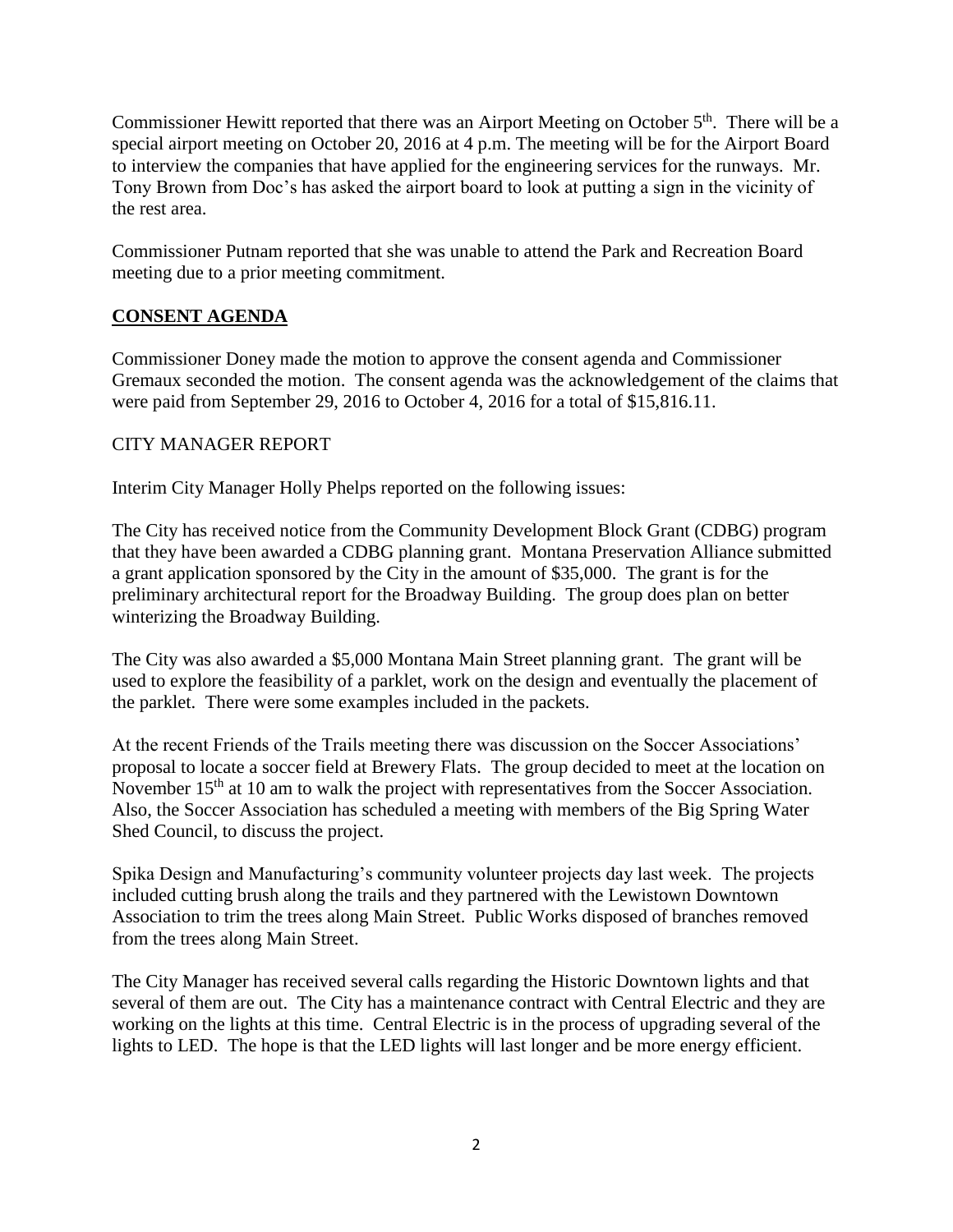Commissioner Hewitt reported that there was an Airport Meeting on October 5th. There will be a special airport meeting on October 20, 2016 at 4 p.m. The meeting will be for the Airport Board to interview the companies that have applied for the engineering services for the runways. Mr. Tony Brown from Doc's has asked the airport board to look at putting a sign in the vicinity of the rest area.

Commissioner Putnam reported that she was unable to attend the Park and Recreation Board meeting due to a prior meeting commitment.

## **CONSENT AGENDA**

Commissioner Doney made the motion to approve the consent agenda and Commissioner Gremaux seconded the motion. The consent agenda was the acknowledgement of the claims that were paid from September 29, 2016 to October 4, 2016 for a total of $15,816.11.

CITY MANAGER REPORT

Interim City Manager Holly Phelps reported on the following issues:

The City has received notice from the Community Development Block Grant (CDBG) program that they have been awarded a CDBG planning grant. Montana Preservation Alliance submitted a grant application sponsored by the City in the amount of $35,000. The grant is for the preliminary architectural report for the Broadway Building. The group does plan on better winterizing the Broadway Building.

The City was also awarded a $5,000 Montana Main Street planning grant. The grant will be used to explore the feasibility of a parklet, work on the design and eventually the placement of the parklet. There were some examples included in the packets.

At the recent Friends of the Trails meeting there was discussion on the Soccer Associations' proposal to locate a soccer field at Brewery Flats. The group decided to meet at the location on November 15th at 10 am to walk the project with representatives from the Soccer Association. Also, the Soccer Association has scheduled a meeting with members of the Big Spring Water Shed Council, to discuss the project.

Spika Design and Manufacturing's community volunteer projects day last week. The projects included cutting brush along the trails and they partnered with the Lewistown Downtown Association to trim the trees along Main Street. Public Works disposed of branches removed from the trees along Main Street.

The City Manager has received several calls regarding the Historic Downtown lights and that several of them are out. The City has a maintenance contract with Central Electric and they are working on the lights at this time. Central Electric is in the process of upgrading several of the lights to LED. The hope is that the LED lights will last longer and be more energy efficient.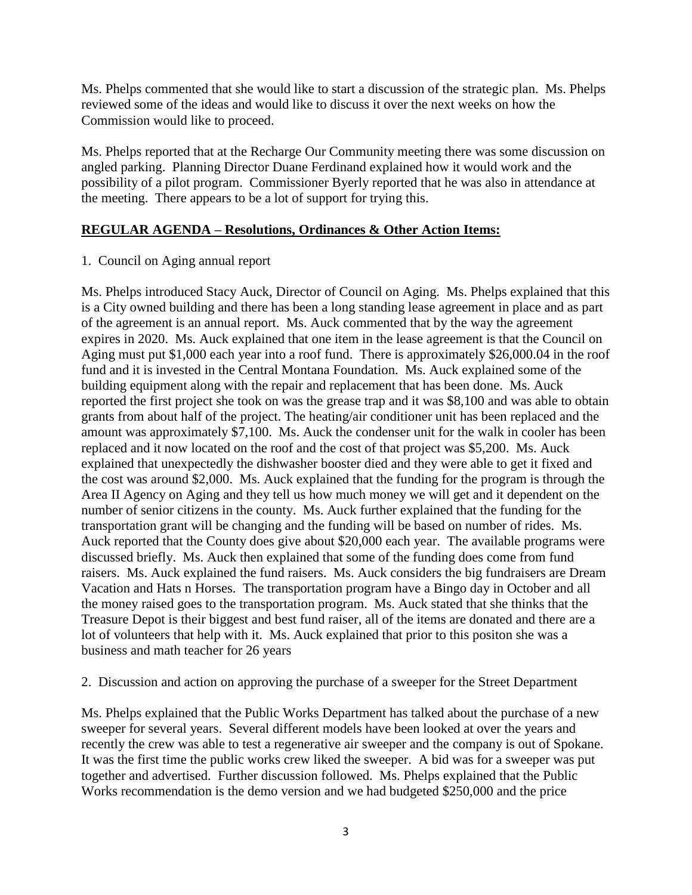Ms. Phelps commented that she would like to start a discussion of the strategic plan. Ms. Phelps reviewed some of the ideas and would like to discuss it over the next weeks on how the Commission would like to proceed.

Ms. Phelps reported that at the Recharge Our Community meeting there was some discussion on angled parking. Planning Director Duane Ferdinand explained how it would work and the possibility of a pilot program. Commissioner Byerly reported that he was also in attendance at the meeting. There appears to be a lot of support for trying this.

**REGULAR AGENDA – Resolutions, Ordinances & Other Action Items:**

1. Council on Aging annual report

Ms. Phelps introduced Stacy Auck, Director of Council on Aging. Ms. Phelps explained that this is a City owned building and there has been a long standing lease agreement in place and as part of the agreement is an annual report. Ms. Auck commented that by the way the agreement expires in 2020. Ms. Auck explained that one item in the lease agreement is that the Council on Aging must put $1,000 each year into a roof fund. There is approximately $26,000.04 in the roof fund and it is invested in the Central Montana Foundation. Ms. Auck explained some of the building equipment along with the repair and replacement that has been done. Ms. Auck reported the first project she took on was the grease trap and it was $8,100 and was able to obtain grants from about half of the project. The heating/air conditioner unit has been replaced and the amount was approximately $7,100. Ms. Auck the condenser unit for the walk in cooler has been replaced and it now located on the roof and the cost of that project was $5,200. Ms. Auck explained that unexpectedly the dishwasher booster died and they were able to get it fixed and the cost was around $2,000. Ms. Auck explained that the funding for the program is through the Area II Agency on Aging and they tell us how much money we will get and it dependent on the number of senior citizens in the county. Ms. Auck further explained that the funding for the transportation grant will be changing and the funding will be based on number of rides. Ms. Auck reported that the County does give about $20,000 each year. The available programs were discussed briefly. Ms. Auck then explained that some of the funding does come from fund raisers. Ms. Auck explained the fund raisers. Ms. Auck considers the big fundraisers are Dream Vacation and Hats n Horses. The transportation program have a Bingo day in October and all the money raised goes to the transportation program. Ms. Auck stated that she thinks that the Treasure Depot is their biggest and best fund raiser, all of the items are donated and there are a lot of volunteers that help with it. Ms. Auck explained that prior to this positon she was a business and math teacher for 26 years

2. Discussion and action on approving the purchase of a sweeper for the Street Department

Ms. Phelps explained that the Public Works Department has talked about the purchase of a new sweeper for several years. Several different models have been looked at over the years and recently the crew was able to test a regenerative air sweeper and the company is out of Spokane. It was the first time the public works crew liked the sweeper. A bid was for a sweeper was put together and advertised. Further discussion followed. Ms. Phelps explained that the Public Works recommendation is the demo version and we had budgeted $250,000 and the price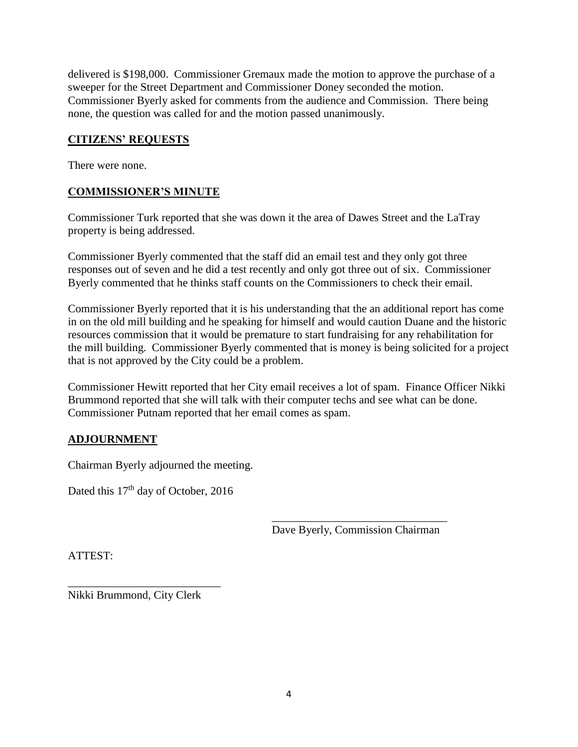delivered is $198,000. Commissioner Gremaux made the motion to approve the purchase of a sweeper for the Street Department and Commissioner Doney seconded the motion. Commissioner Byerly asked for comments from the audience and Commission. There being none, the question was called for and the motion passed unanimously.

## CITIZENS' REQUESTS

There were none.

## COMMISSIONER'S MINUTE

Commissioner Turk reported that she was down it the area of Dawes Street and the LaTray property is being addressed.

Commissioner Byerly commented that the staff did an email test and they only got three responses out of seven and he did a test recently and only got three out of six. Commissioner Byerly commented that he thinks staff counts on the Commissioners to check their email.

Commissioner Byerly reported that it is his understanding that the an additional report has come in on the old mill building and he speaking for himself and would caution Duane and the historic resources commission that it would be premature to start fundraising for any rehabilitation for the mill building. Commissioner Byerly commented that is money is being solicited for a project that is not approved by the City could be a problem.

Commissioner Hewitt reported that her City email receives a lot of spam. Finance Officer Nikki Brummond reported that she will talk with their computer techs and see what can be done. Commissioner Putnam reported that her email comes as spam.

## ADJOURNMENT

Chairman Byerly adjourned the meeting.

Dated this 17th day of October, 2016

\_\_\_\_\_\_\_\_\_\_\_\_\_\_\_\_\_\_\_\_\_\_\_\_\_\_\_\_\_\_
Dave Byerly, Commission Chairman

ATTEST:

\_\_\_\_\_\_\_\_\_\_\_\_\_\_\_\_\_\_\_\_\_\_\_\_\_\_\_\_
Nikki Brummond, City Clerk